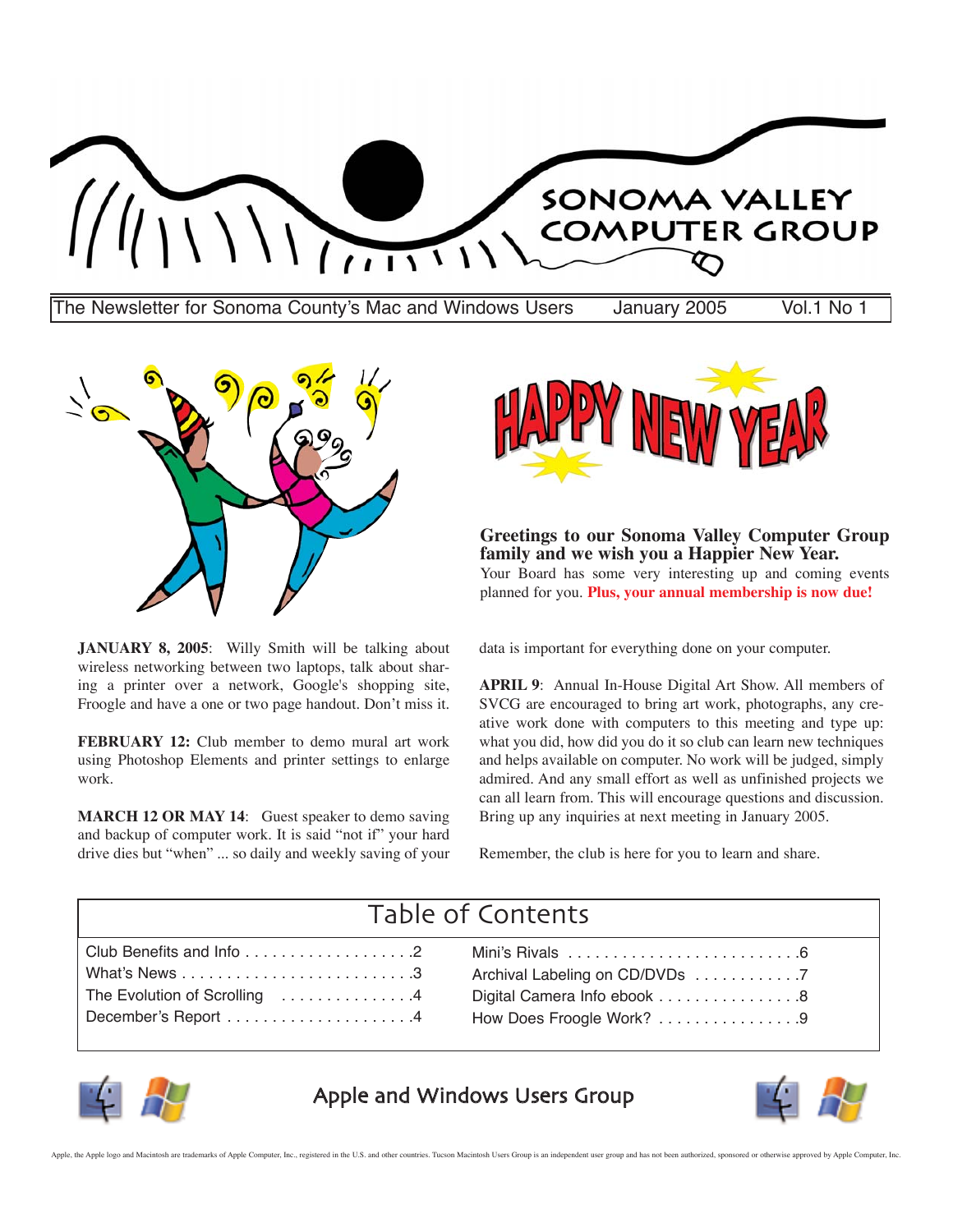# SONOMA VALLEY COMPUTER GROUP

The Newsletter for Sonoma County's Mac and Windows Users | January 2005 | Vol.1 No 1

## HAPPY NEW YEAR

**Greetings to our Sonoma Valley Computer Group family and we wish you a Happier New Year.**
Your Board has some very interesting up and coming events planned for you. **Plus, your annual membership is now due!**

**JANUARY 8, 2005**: Willy Smith will be talking about wireless networking between two laptops, talk about sharing a printer over a network, Google's shopping site, Froogle and have a one or two page handout. Don't miss it.

**FEBRUARY 12:** Club member to demo mural art work using Photoshop Elements and printer settings to enlarge work.

**MARCH 12 OR MAY 14**: Guest speaker to demo saving and backup of computer work. It is said "not if" your hard drive dies but "when" ... so daily and weekly saving of your data is important for everything done on your computer.

**APRIL 9**: Annual In-House Digital Art Show. All members of SVCG are encouraged to bring art work, photographs, any creative work done with computers to this meeting and type up: what you did, how did you do it so club can learn new techniques and helps available on computer. No work will be judged, simply admired. And any small effort as well as unfinished projects we can all learn from. This will encourage questions and discussion. Bring up any inquiries at next meeting in January 2005.

Remember, the club is here for you to learn and share.

## Table of Contents

| | | | |
|---|---|---|---|
| Club Benefits and Info | 2 | Mini's Rivals | 6 |
| What's News | 3 | Archival Labeling on CD/DVDs | 7 |
| The Evolution of Scrolling | 4 | Digital Camera Info ebook | 8 |
| December's Report | 4 | How Does Froogle Work? | 9 |

Apple and Windows Users Group

Apple, the Apple logo and Macintosh are trademarks of Apple Computer, Inc., registered in the U.S. and other countries. Tucson Macintosh Users Group is an independent user group and has not been authorized, sponsored or otherwise approved by Apple Computer, Inc.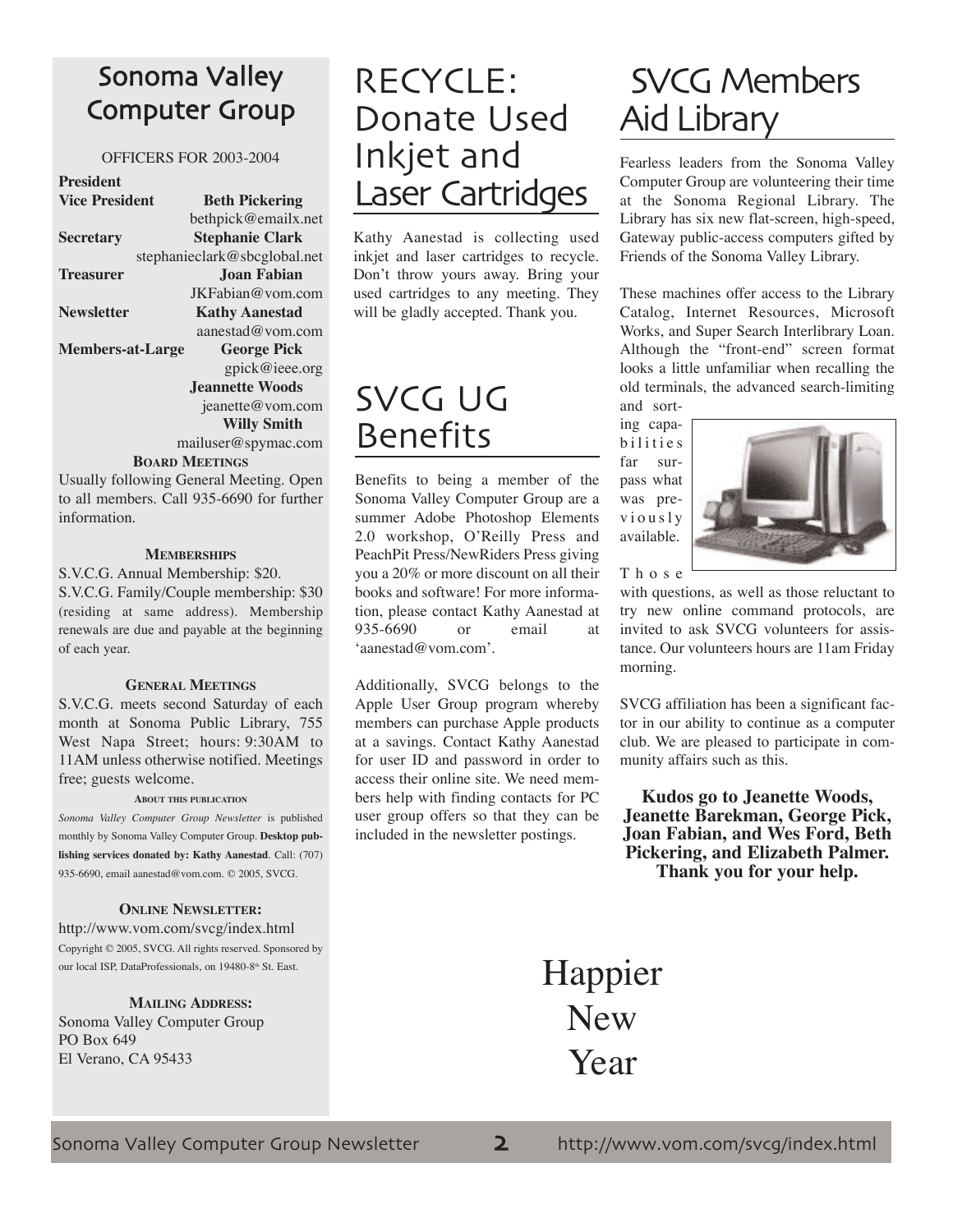## Sonoma Valley Computer Group

OFFICERS FOR 2003-2004

**President**

**Vice President** — **Beth Pickering**
bethpick@emailx.net

**Secretary** — **Stephanie Clark**
stephanieclark@sbcglobal.net

**Treasurer** — **Joan Fabian**
JKFabian@vom.com

**Newsletter** — **Kathy Aanestad**
aanestad@vom.com

**Members-at-Large** — **George Pick**
gpick@ieee.org

**Jeannette Woods**
jeanette@vom.com

**Willy Smith**
mailuser@spymac.com

**BOARD MEETINGS**

Usually following General Meeting. Open to all members. Call 935-6690 for further information.

**MEMBERSHIPS**

S.V.C.G. Annual Membership: $20.
S.V.C.G. Family/Couple membership: $30 (residing at same address). Membership renewals are due and payable at the beginning of each year.

**GENERAL MEETINGS**

S.V.C.G. meets second Saturday of each month at Sonoma Public Library, 755 West Napa Street; hours: 9:30AM to 11AM unless otherwise notified. Meetings free; guests welcome.

**ABOUT THIS PUBLICATION**

*Sonoma Valley Computer Group Newsletter* is published monthly by Sonoma Valley Computer Group. **Desktop publishing services donated by: Kathy Aanestad**. Call: (707) 935-6690, email aanestad@vom.com. © 2005, SVCG.

**ONLINE NEWSLETTER:**

http://www.vom.com/svcg/index.html
Copyright © 2005, SVCG. All rights reserved. Sponsored by our local ISP, DataProfessionals, on 19480-8th St. East.

**MAILING ADDRESS:**

Sonoma Valley Computer Group
PO Box 649
El Verano, CA 95433

# RECYCLE: Donate Used Inkjet and Laser Cartridges

Kathy Aanestad is collecting used inkjet and laser cartridges to recycle. Don't throw yours away. Bring your used cartridges to any meeting. They will be gladly accepted. Thank you.

# SVCG UG Benefits

Benefits to being a member of the Sonoma Valley Computer Group are a summer Adobe Photoshop Elements 2.0 workshop, O'Reilly Press and PeachPit Press/NewRiders Press giving you a 20% or more discount on all their books and software! For more information, please contact Kathy Aanestad at 935-6690 or email at 'aanestad@vom.com'.

Additionally, SVCG belongs to the Apple User Group program whereby members can purchase Apple products at a savings. Contact Kathy Aanestad for user ID and password in order to access their online site. We need members help with finding contacts for PC user group offers so that they can be included in the newsletter postings.

# SVCG Members Aid Library

Fearless leaders from the Sonoma Valley Computer Group are volunteering their time at the Sonoma Regional Library. The Library has six new flat-screen, high-speed, Gateway public-access computers gifted by Friends of the Sonoma Valley Library.

These machines offer access to the Library Catalog, Internet Resources, Microsoft Works, and Super Search Interlibrary Loan. Although the "front-end" screen format looks a little unfamiliar when recalling the old terminals, the advanced search-limiting and sorting capabilities far surpass what was previously available. Those with questions, as well as those reluctant to try new online command protocols, are invited to ask SVCG volunteers for assistance. Our volunteers hours are 11am Friday morning.

SVCG affiliation has been a significant factor in our ability to continue as a computer club. We are pleased to participate in community affairs such as this.

**Kudos go to Jeanette Woods, Jeanette Barekman, George Pick, Joan Fabian, and Wes Ford, Beth Pickering, and Elizabeth Palmer. Thank you for your help.**

Happier
New
Year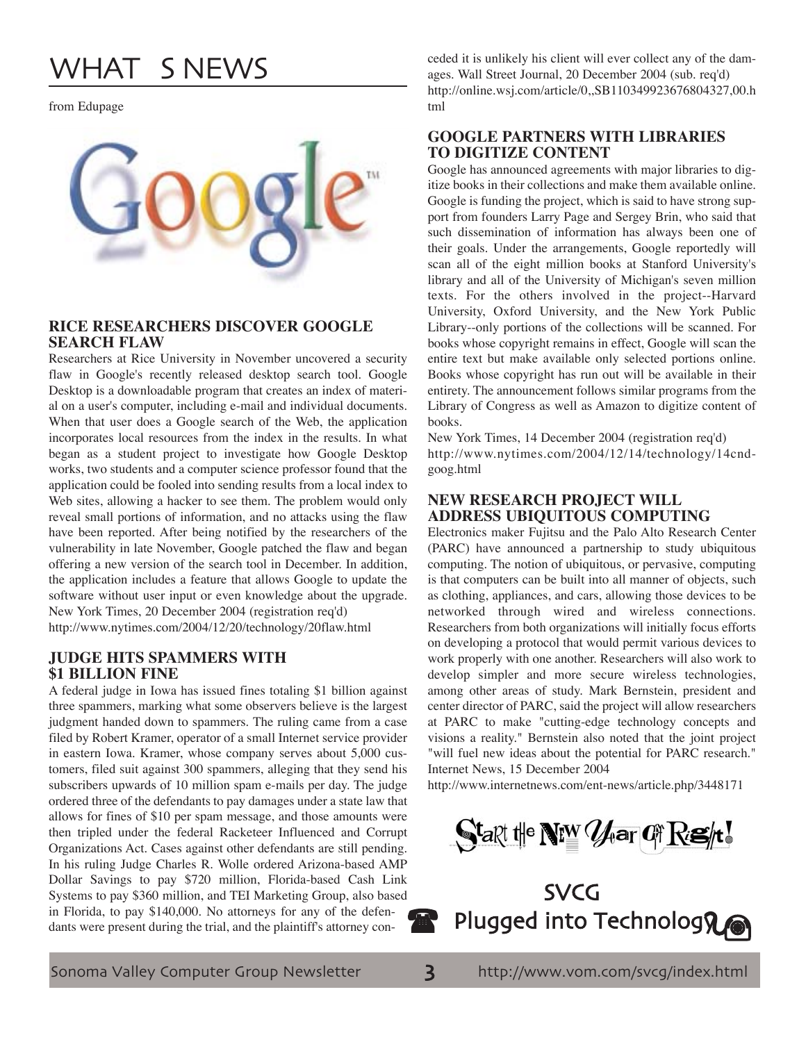# WHAT S NEWS

from Edupage

### RICE RESEARCHERS DISCOVER GOOGLE SEARCH FLAW

Researchers at Rice University in November uncovered a security flaw in Google's recently released desktop search tool. Google Desktop is a downloadable program that creates an index of material on a user's computer, including e-mail and individual documents. When that user does a Google search of the Web, the application incorporates local resources from the index in the results. In what began as a student project to investigate how Google Desktop works, two students and a computer science professor found that the application could be fooled into sending results from a local index to Web sites, allowing a hacker to see them. The problem would only reveal small portions of information, and no attacks using the flaw have been reported. After being notified by the researchers of the vulnerability in late November, Google patched the flaw and began offering a new version of the search tool in December. In addition, the application includes a feature that allows Google to update the software without user input or even knowledge about the upgrade.
New York Times, 20 December 2004 (registration req'd)
http://www.nytimes.com/2004/12/20/technology/20flaw.html

### JUDGE HITS SPAMMERS WITH $1 BILLION FINE

A federal judge in Iowa has issued fines totaling $1 billion against three spammers, marking what some observers believe is the largest judgment handed down to spammers. The ruling came from a case filed by Robert Kramer, operator of a small Internet service provider in eastern Iowa. Kramer, whose company serves about 5,000 customers, filed suit against 300 spammers, alleging that they send his subscribers upwards of 10 million spam e-mails per day. The judge ordered three of the defendants to pay damages under a state law that allows for fines of $10 per spam message, and those amounts were then tripled under the federal Racketeer Influenced and Corrupt Organizations Act. Cases against other defendants are still pending. In his ruling Judge Charles R. Wolle ordered Arizona-based AMP Dollar Savings to pay $720 million, Florida-based Cash Link Systems to pay $360 million, and TEI Marketing Group, also based in Florida, to pay $140,000. No attorneys for any of the defendants were present during the trial, and the plaintiff's attorney conceded it is unlikely his client will ever collect any of the damages. Wall Street Journal, 20 December 2004 (sub. req'd)
http://online.wsj.com/article/0,,SB110349923676804327,00.html

### GOOGLE PARTNERS WITH LIBRARIES TO DIGITIZE CONTENT

Google has announced agreements with major libraries to digitize books in their collections and make them available online. Google is funding the project, which is said to have strong support from founders Larry Page and Sergey Brin, who said that such dissemination of information has always been one of their goals. Under the arrangements, Google reportedly will scan all of the eight million books at Stanford University's library and all of the University of Michigan's seven million texts. For the others involved in the project--Harvard University, Oxford University, and the New York Public Library--only portions of the collections will be scanned. For books whose copyright remains in effect, Google will scan the entire text but make available only selected portions online. Books whose copyright has run out will be available in their entirety. The announcement follows similar programs from the Library of Congress as well as Amazon to digitize content of books.
New York Times, 14 December 2004 (registration req'd)
http://www.nytimes.com/2004/12/14/technology/14cnd-goog.html

### NEW RESEARCH PROJECT WILL ADDRESS UBIQUITOUS COMPUTING

Electronics maker Fujitsu and the Palo Alto Research Center (PARC) have announced a partnership to study ubiquitous computing. The notion of ubiquitous, or pervasive, computing is that computers can be built into all manner of objects, such as clothing, appliances, and cars, allowing those devices to be networked through wired and wireless connections. Researchers from both organizations will initially focus efforts on developing a protocol that would permit various devices to work properly with one another. Researchers will also work to develop simpler and more secure wireless technologies, among other areas of study. Mark Bernstein, president and center director of PARC, said the project will allow researchers at PARC to make "cutting-edge technology concepts and visions a reality." Bernstein also noted that the joint project "will fuel new ideas about the potential for PARC research."
Internet News, 15 December 2004
http://www.internetnews.com/ent-news/article.php/3448171

Start the New Year Off Right!

SVCG
Plugged into Technology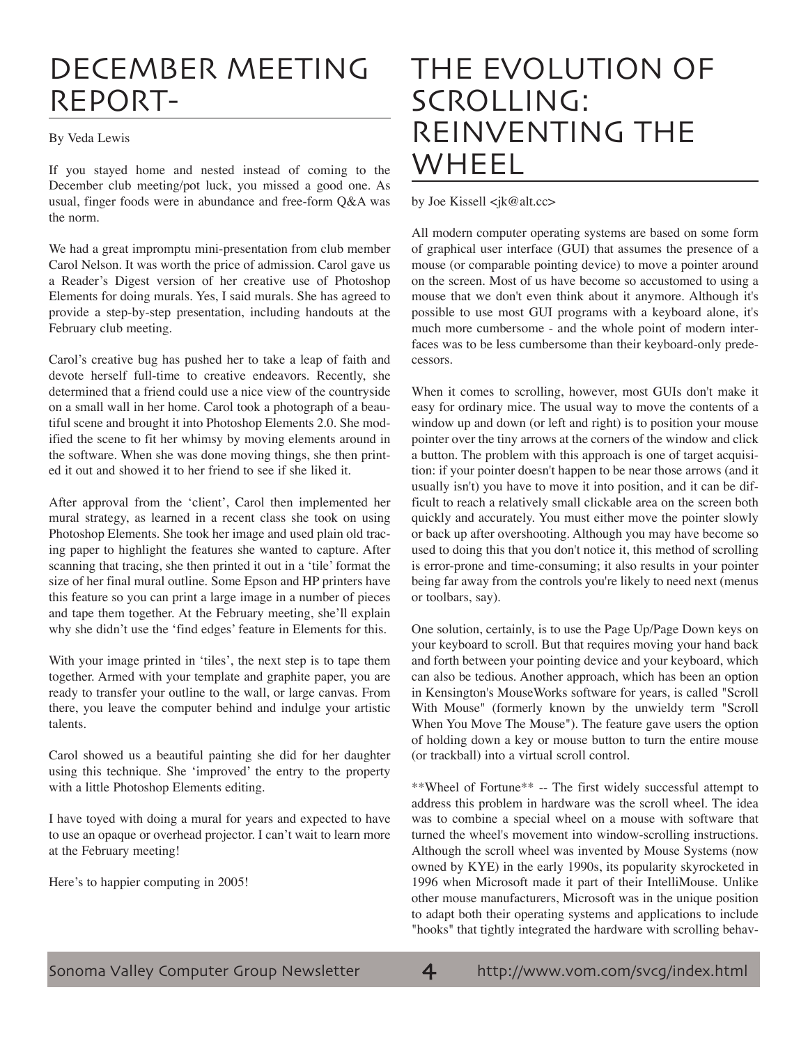# DECEMBER MEETING REPORT-

By Veda Lewis

If you stayed home and nested instead of coming to the December club meeting/pot luck, you missed a good one. As usual, finger foods were in abundance and free-form Q&A was the norm.

We had a great impromptu mini-presentation from club member Carol Nelson. It was worth the price of admission. Carol gave us a Reader's Digest version of her creative use of Photoshop Elements for doing murals. Yes, I said murals. She has agreed to provide a step-by-step presentation, including handouts at the February club meeting.

Carol's creative bug has pushed her to take a leap of faith and devote herself full-time to creative endeavors. Recently, she determined that a friend could use a nice view of the countryside on a small wall in her home. Carol took a photograph of a beautiful scene and brought it into Photoshop Elements 2.0. She modified the scene to fit her whimsy by moving elements around in the software. When she was done moving things, she then printed it out and showed it to her friend to see if she liked it.

After approval from the 'client', Carol then implemented her mural strategy, as learned in a recent class she took on using Photoshop Elements. She took her image and used plain old tracing paper to highlight the features she wanted to capture. After scanning that tracing, she then printed it out in a 'tile' format the size of her final mural outline. Some Epson and HP printers have this feature so you can print a large image in a number of pieces and tape them together. At the February meeting, she'll explain why she didn't use the 'find edges' feature in Elements for this.

With your image printed in 'tiles', the next step is to tape them together. Armed with your template and graphite paper, you are ready to transfer your outline to the wall, or large canvas. From there, you leave the computer behind and indulge your artistic talents.

Carol showed us a beautiful painting she did for her daughter using this technique. She 'improved' the entry to the property with a little Photoshop Elements editing.

I have toyed with doing a mural for years and expected to have to use an opaque or overhead projector. I can't wait to learn more at the February meeting!

Here's to happier computing in 2005!

# THE EVOLUTION OF SCROLLING: REINVENTING THE WHEEL

by Joe Kissell <jk@alt.cc>

All modern computer operating systems are based on some form of graphical user interface (GUI) that assumes the presence of a mouse (or comparable pointing device) to move a pointer around on the screen. Most of us have become so accustomed to using a mouse that we don't even think about it anymore. Although it's possible to use most GUI programs with a keyboard alone, it's much more cumbersome - and the whole point of modern interfaces was to be less cumbersome than their keyboard-only predecessors.

When it comes to scrolling, however, most GUIs don't make it easy for ordinary mice. The usual way to move the contents of a window up and down (or left and right) is to position your mouse pointer over the tiny arrows at the corners of the window and click a button. The problem with this approach is one of target acquisition: if your pointer doesn't happen to be near those arrows (and it usually isn't) you have to move it into position, and it can be difficult to reach a relatively small clickable area on the screen both quickly and accurately. You must either move the pointer slowly or back up after overshooting. Although you may have become so used to doing this that you don't notice it, this method of scrolling is error-prone and time-consuming; it also results in your pointer being far away from the controls you're likely to need next (menus or toolbars, say).

One solution, certainly, is to use the Page Up/Page Down keys on your keyboard to scroll. But that requires moving your hand back and forth between your pointing device and your keyboard, which can also be tedious. Another approach, which has been an option in Kensington's MouseWorks software for years, is called "Scroll With Mouse" (formerly known by the unwieldy term "Scroll When You Move The Mouse"). The feature gave users the option of holding down a key or mouse button to turn the entire mouse (or trackball) into a virtual scroll control.

**Wheel of Fortune** -- The first widely successful attempt to address this problem in hardware was the scroll wheel. The idea was to combine a special wheel on a mouse with software that turned the wheel's movement into window-scrolling instructions. Although the scroll wheel was invented by Mouse Systems (now owned by KYE) in the early 1990s, its popularity skyrocketed in 1996 when Microsoft made it part of their IntelliMouse. Unlike other mouse manufacturers, Microsoft was in the unique position to adapt both their operating systems and applications to include "hooks" that tightly integrated the hardware with scrolling behav-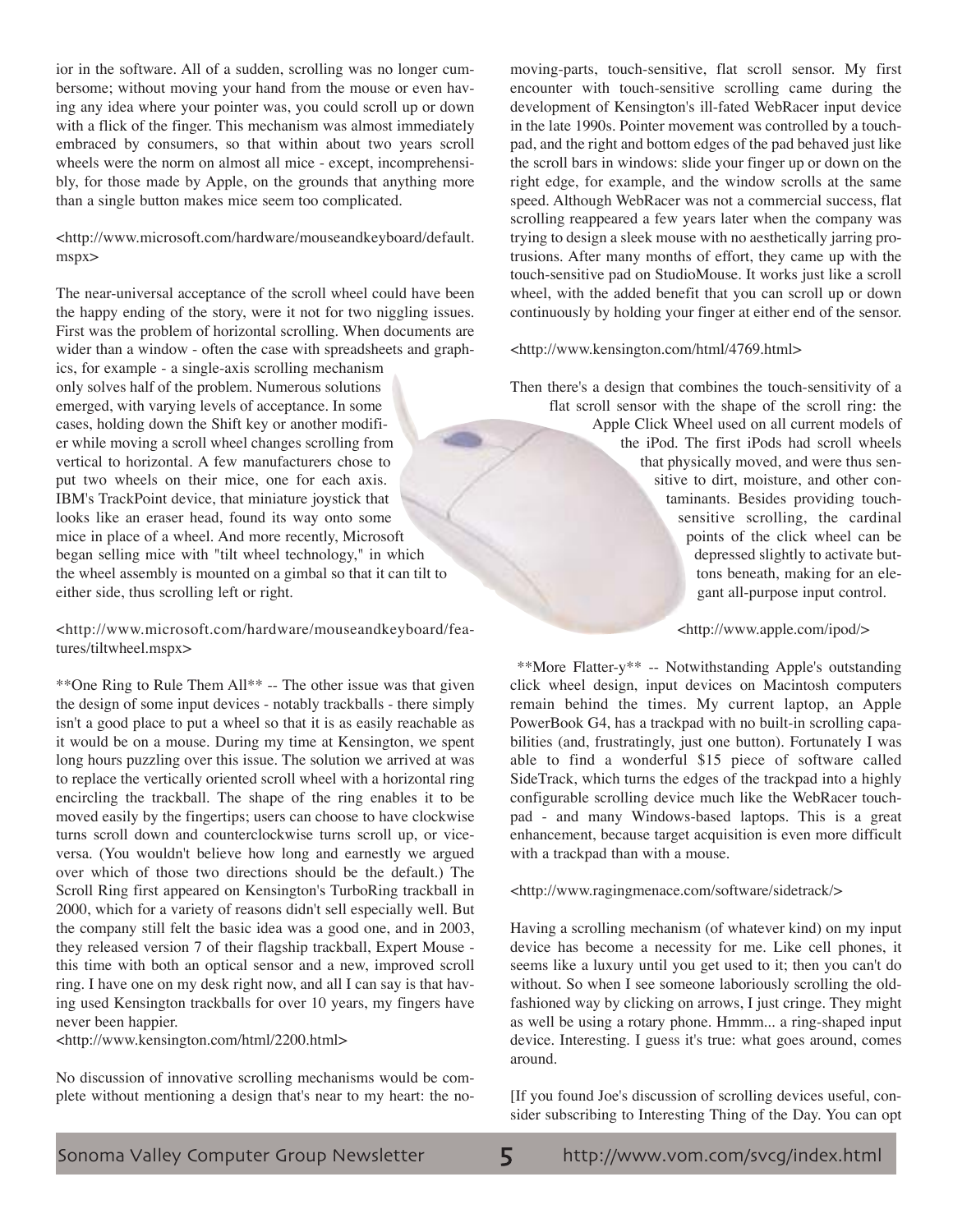ior in the software. All of a sudden, scrolling was no longer cumbersome; without moving your hand from the mouse or even having any idea where your pointer was, you could scroll up or down with a flick of the finger. This mechanism was almost immediately embraced by consumers, so that within about two years scroll wheels were the norm on almost all mice - except, incomprehensibly, for those made by Apple, on the grounds that anything more than a single button makes mice seem too complicated.

<http://www.microsoft.com/hardware/mouseandkeyboard/default.mspx>

The near-universal acceptance of the scroll wheel could have been the happy ending of the story, were it not for two niggling issues. First was the problem of horizontal scrolling. When documents are wider than a window - often the case with spreadsheets and graphics, for example - a single-axis scrolling mechanism only solves half of the problem. Numerous solutions emerged, with varying levels of acceptance. In some cases, holding down the Shift key or another modifier while moving a scroll wheel changes scrolling from vertical to horizontal. A few manufacturers chose to put two wheels on their mice, one for each axis. IBM's TrackPoint device, that miniature joystick that looks like an eraser head, found its way onto some mice in place of a wheel. And more recently, Microsoft began selling mice with "tilt wheel technology," in which the wheel assembly is mounted on a gimbal so that it can tilt to either side, thus scrolling left or right.

<http://www.microsoft.com/hardware/mouseandkeyboard/features/tiltwheel.mspx>

**One Ring to Rule Them All** -- The other issue was that given the design of some input devices - notably trackballs - there simply isn't a good place to put a wheel so that it is as easily reachable as it would be on a mouse. During my time at Kensington, we spent long hours puzzling over this issue. The solution we arrived at was to replace the vertically oriented scroll wheel with a horizontal ring encircling the trackball. The shape of the ring enables it to be moved easily by the fingertips; users can choose to have clockwise turns scroll down and counterclockwise turns scroll up, or vice-versa. (You wouldn't believe how long and earnestly we argued over which of those two directions should be the default.) The Scroll Ring first appeared on Kensington's TurboRing trackball in 2000, which for a variety of reasons didn't sell especially well. But the company still felt the basic idea was a good one, and in 2003, they released version 7 of their flagship trackball, Expert Mouse - this time with both an optical sensor and a new, improved scroll ring. I have one on my desk right now, and all I can say is that having used Kensington trackballs for over 10 years, my fingers have never been happier.

<http://www.kensington.com/html/2200.html>

No discussion of innovative scrolling mechanisms would be complete without mentioning a design that's near to my heart: the no-moving-parts, touch-sensitive, flat scroll sensor. My first encounter with touch-sensitive scrolling came during the development of Kensington's ill-fated WebRacer input device in the late 1990s. Pointer movement was controlled by a touchpad, and the right and bottom edges of the pad behaved just like the scroll bars in windows: slide your finger up or down on the right edge, for example, and the window scrolls at the same speed. Although WebRacer was not a commercial success, flat scrolling reappeared a few years later when the company was trying to design a sleek mouse with no aesthetically jarring protrusions. After many months of effort, they came up with the touch-sensitive pad on StudioMouse. It works just like a scroll wheel, with the added benefit that you can scroll up or down continuously by holding your finger at either end of the sensor.

<http://www.kensington.com/html/4769.html>

Then there's a design that combines the touch-sensitivity of a flat scroll sensor with the shape of the scroll ring: the Apple Click Wheel used on all current models of the iPod. The first iPods had scroll wheels that physically moved, and were thus sensitive to dirt, moisture, and other contaminants. Besides providing touch-sensitive scrolling, the cardinal points of the click wheel can be depressed slightly to activate buttons beneath, making for an elegant all-purpose input control.

<http://www.apple.com/ipod/>

**More Flatter-y** -- Notwithstanding Apple's outstanding click wheel design, input devices on Macintosh computers remain behind the times. My current laptop, an Apple PowerBook G4, has a trackpad with no built-in scrolling capabilities (and, frustratingly, just one button). Fortunately I was able to find a wonderful $15 piece of software called SideTrack, which turns the edges of the trackpad into a highly configurable scrolling device much like the WebRacer touchpad - and many Windows-based laptops. This is a great enhancement, because target acquisition is even more difficult with a trackpad than with a mouse.

<http://www.ragingmenace.com/software/sidetrack/>

Having a scrolling mechanism (of whatever kind) on my input device has become a necessity for me. Like cell phones, it seems like a luxury until you get used to it; then you can't do without. So when I see someone laboriously scrolling the old-fashioned way by clicking on arrows, I just cringe. They might as well be using a rotary phone. Hmmm... a ring-shaped input device. Interesting. I guess it's true: what goes around, comes around.

[If you found Joe's discussion of scrolling devices useful, consider subscribing to Interesting Thing of the Day. You can opt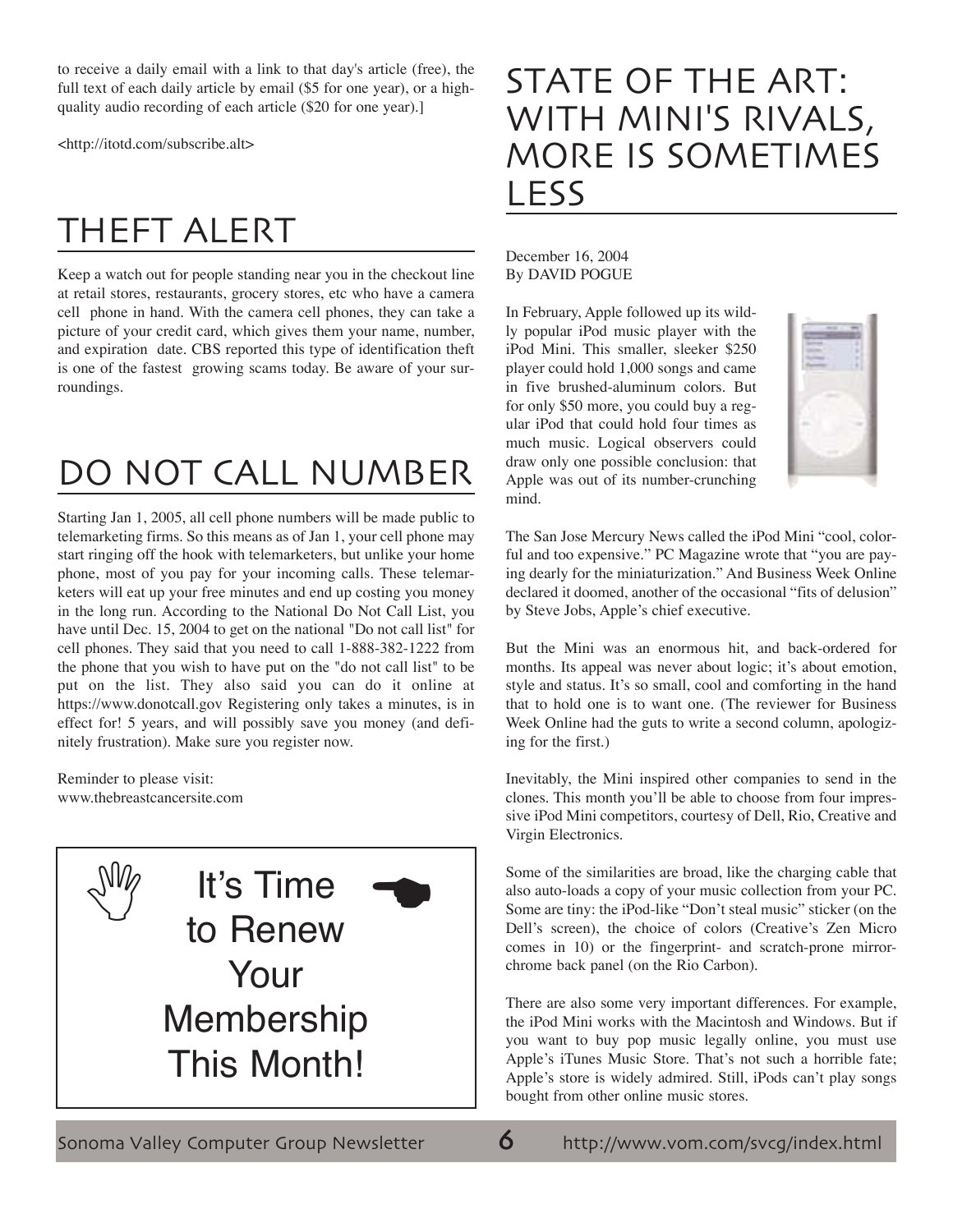to receive a daily email with a link to that day's article (free), the full text of each daily article by email ($5 for one year), or a high-quality audio recording of each article ($20 for one year).]

<http://itotd.com/subscribe.alt>

# THEFT ALERT

Keep a watch out for people standing near you in the checkout line at retail stores, restaurants, grocery stores, etc who have a camera cell phone in hand. With the camera cell phones, they can take a picture of your credit card, which gives them your name, number, and expiration date. CBS reported this type of identification theft is one of the fastest growing scams today. Be aware of your surroundings.

# DO NOT CALL NUMBER

Starting Jan 1, 2005, all cell phone numbers will be made public to telemarketing firms. So this means as of Jan 1, your cell phone may start ringing off the hook with telemarketers, but unlike your home phone, most of you pay for your incoming calls. These telemarketers will eat up your free minutes and end up costing you money in the long run. According to the National Do Not Call List, you have until Dec. 15, 2004 to get on the national "Do not call list" for cell phones. They said that you need to call 1-888-382-1222 from the phone that you wish to have put on the "do not call list" to be put on the list. They also said you can do it online at https://www.donotcall.gov Registering only takes a minutes, is in effect for! 5 years, and will possibly save you money (and definitely frustration). Make sure you register now.

Reminder to please visit:
www.thebreastcancersite.com

**It's Time to Renew Your Membership This Month!**

# STATE OF THE ART: WITH MINI'S RIVALS, MORE IS SOMETIMES LESS

December 16, 2004
By DAVID POGUE

In February, Apple followed up its wildly popular iPod music player with the iPod Mini. This smaller, sleeker $250 player could hold 1,000 songs and came in five brushed-aluminum colors. But for only $50 more, you could buy a regular iPod that could hold four times as much music. Logical observers could draw only one possible conclusion: that Apple was out of its number-crunching mind.

The San Jose Mercury News called the iPod Mini "cool, colorful and too expensive." PC Magazine wrote that "you are paying dearly for the miniaturization." And Business Week Online declared it doomed, another of the occasional "fits of delusion" by Steve Jobs, Apple's chief executive.

But the Mini was an enormous hit, and back-ordered for months. Its appeal was never about logic; it's about emotion, style and status. It's so small, cool and comforting in the hand that to hold one is to want one. (The reviewer for Business Week Online had the guts to write a second column, apologizing for the first.)

Inevitably, the Mini inspired other companies to send in the clones. This month you'll be able to choose from four impressive iPod Mini competitors, courtesy of Dell, Rio, Creative and Virgin Electronics.

Some of the similarities are broad, like the charging cable that also auto-loads a copy of your music collection from your PC. Some are tiny: the iPod-like "Don't steal music" sticker (on the Dell's screen), the choice of colors (Creative's Zen Micro comes in 10) or the fingerprint- and scratch-prone mirror-chrome back panel (on the Rio Carbon).

There are also some very important differences. For example, the iPod Mini works with the Macintosh and Windows. But if you want to buy pop music legally online, you must use Apple's iTunes Music Store. That's not such a horrible fate; Apple's store is widely admired. Still, iPods can't play songs bought from other online music stores.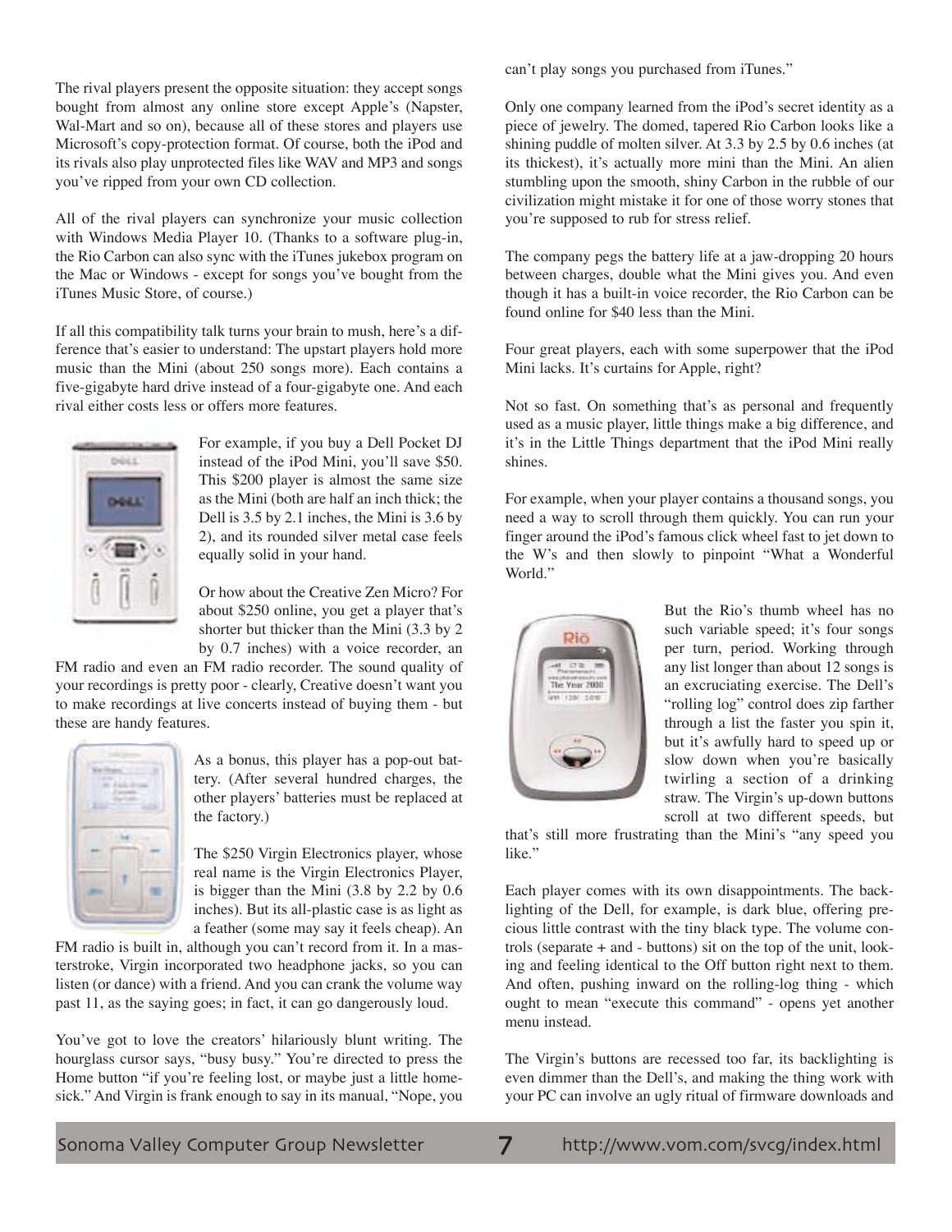The rival players present the opposite situation: they accept songs bought from almost any online store except Apple's (Napster, Wal-Mart and so on), because all of these stores and players use Microsoft's copy-protection format. Of course, both the iPod and its rivals also play unprotected files like WAV and MP3 and songs you've ripped from your own CD collection.

All of the rival players can synchronize your music collection with Windows Media Player 10. (Thanks to a software plug-in, the Rio Carbon can also sync with the iTunes jukebox program on the Mac or Windows - except for songs you've bought from the iTunes Music Store, of course.)

If all this compatibility talk turns your brain to mush, here's a difference that's easier to understand: The upstart players hold more music than the Mini (about 250 songs more). Each contains a five-gigabyte hard drive instead of a four-gigabyte one. And each rival either costs less or offers more features.

For example, if you buy a Dell Pocket DJ instead of the iPod Mini, you'll save $50. This $200 player is almost the same size as the Mini (both are half an inch thick; the Dell is 3.5 by 2.1 inches, the Mini is 3.6 by 2), and its rounded silver metal case feels equally solid in your hand.

Or how about the Creative Zen Micro? For about $250 online, you get a player that's shorter but thicker than the Mini (3.3 by 2 by 0.7 inches) with a voice recorder, an FM radio and even an FM radio recorder. The sound quality of your recordings is pretty poor - clearly, Creative doesn't want you to make recordings at live concerts instead of buying them - but these are handy features.

As a bonus, this player has a pop-out battery. (After several hundred charges, the other players' batteries must be replaced at the factory.)

The $250 Virgin Electronics player, whose real name is the Virgin Electronics Player, is bigger than the Mini (3.8 by 2.2 by 0.6 inches). But its all-plastic case is as light as a feather (some may say it feels cheap). An FM radio is built in, although you can't record from it. In a masterstroke, Virgin incorporated two headphone jacks, so you can listen (or dance) with a friend. And you can crank the volume way past 11, as the saying goes; in fact, it can go dangerously loud.

You've got to love the creators' hilariously blunt writing. The hourglass cursor says, "busy busy." You're directed to press the Home button "if you're feeling lost, or maybe just a little homesick." And Virgin is frank enough to say in its manual, "Nope, you can't play songs you purchased from iTunes."

Only one company learned from the iPod's secret identity as a piece of jewelry. The domed, tapered Rio Carbon looks like a shining puddle of molten silver. At 3.3 by 2.5 by 0.6 inches (at its thickest), it's actually more mini than the Mini. An alien stumbling upon the smooth, shiny Carbon in the rubble of our civilization might mistake it for one of those worry stones that you're supposed to rub for stress relief.

The company pegs the battery life at a jaw-dropping 20 hours between charges, double what the Mini gives you. And even though it has a built-in voice recorder, the Rio Carbon can be found online for $40 less than the Mini.

Four great players, each with some superpower that the iPod Mini lacks. It's curtains for Apple, right?

Not so fast. On something that's as personal and frequently used as a music player, little things make a big difference, and it's in the Little Things department that the iPod Mini really shines.

For example, when your player contains a thousand songs, you need a way to scroll through them quickly. You can run your finger around the iPod's famous click wheel fast to jet down to the W's and then slowly to pinpoint "What a Wonderful World."

But the Rio's thumb wheel has no such variable speed; it's four songs per turn, period. Working through any list longer than about 12 songs is an excruciating exercise. The Dell's "rolling log" control does zip farther through a list the faster you spin it, but it's awfully hard to speed up or slow down when you're basically twirling a section of a drinking straw. The Virgin's up-down buttons scroll at two different speeds, but that's still more frustrating than the Mini's "any speed you like."

Each player comes with its own disappointments. The backlighting of the Dell, for example, is dark blue, offering precious little contrast with the tiny black type. The volume controls (separate + and - buttons) sit on the top of the unit, looking and feeling identical to the Off button right next to them. And often, pushing inward on the rolling-log thing - which ought to mean "execute this command" - opens yet another menu instead.

The Virgin's buttons are recessed too far, its backlighting is even dimmer than the Dell's, and making the thing work with your PC can involve an ugly ritual of firmware downloads and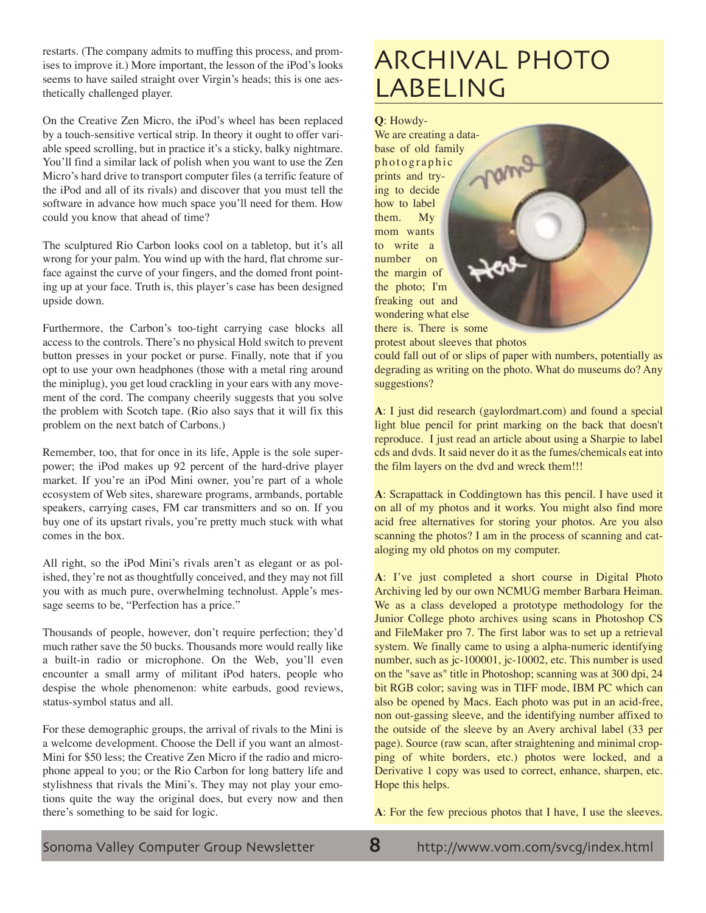restarts. (The company admits to muffing this process, and promises to improve it.) More important, the lesson of the iPod's looks seems to have sailed straight over Virgin's heads; this is one aesthetically challenged player.

On the Creative Zen Micro, the iPod's wheel has been replaced by a touch-sensitive vertical strip. In theory it ought to offer variable speed scrolling, but in practice it's a sticky, balky nightmare. You'll find a similar lack of polish when you want to use the Zen Micro's hard drive to transport computer files (a terrific feature of the iPod and all of its rivals) and discover that you must tell the software in advance how much space you'll need for them. How could you know that ahead of time?

The sculptured Rio Carbon looks cool on a tabletop, but it's all wrong for your palm. You wind up with the hard, flat chrome surface against the curve of your fingers, and the domed front pointing up at your face. Truth is, this player's case has been designed upside down.

Furthermore, the Carbon's too-tight carrying case blocks all access to the controls. There's no physical Hold switch to prevent button presses in your pocket or purse. Finally, note that if you opt to use your own headphones (those with a metal ring around the miniplug), you get loud crackling in your ears with any movement of the cord. The company cheerily suggests that you solve the problem with Scotch tape. (Rio also says that it will fix this problem on the next batch of Carbons.)

Remember, too, that for once in its life, Apple is the sole superpower; the iPod makes up 92 percent of the hard-drive player market. If you're an iPod Mini owner, you're part of a whole ecosystem of Web sites, shareware programs, armbands, portable speakers, carrying cases, FM car transmitters and so on. If you buy one of its upstart rivals, you're pretty much stuck with what comes in the box.

All right, so the iPod Mini's rivals aren't as elegant or as polished, they're not as thoughtfully conceived, and they may not fill you with as much pure, overwhelming technolust. Apple's message seems to be, "Perfection has a price."

Thousands of people, however, don't require perfection; they'd much rather save the 50 bucks. Thousands more would really like a built-in radio or microphone. On the Web, you'll even encounter a small army of militant iPod haters, people who despise the whole phenomenon: white earbuds, good reviews, status-symbol status and all.

For these demographic groups, the arrival of rivals to the Mini is a welcome development. Choose the Dell if you want an almost-Mini for $50 less; the Creative Zen Micro if the radio and microphone appeal to you; or the Rio Carbon for long battery life and stylishness that rivals the Mini's. They may not play your emotions quite the way the original does, but every now and then there's something to be said for logic.

# ARCHIVAL PHOTO LABELING

**Q**: Howdy-
We are creating a database of old family photographic prints and trying to decide how to label them. My mom wants to write a number on the margin of the photo; I'm freaking out and wondering what else there is. There is some protest about sleeves that photos could fall out of or slips of paper with numbers, potentially as degrading as writing on the photo. What do museums do? Any suggestions?

**A**: I just did research (gaylordmart.com) and found a special light blue pencil for print marking on the back that doesn't reproduce. I just read an article about using a Sharpie to label cds and dvds. It said never do it as the fumes/chemicals eat into the film layers on the dvd and wreck them!!!

**A**: Scrapattack in Coddingtown has this pencil. I have used it on all of my photos and it works. You might also find more acid free alternatives for storing your photos. Are you also scanning the photos? I am in the process of scanning and cataloging my old photos on my computer.

**A**: I've just completed a short course in Digital Photo Archiving led by our own NCMUG member Barbara Heiman. We as a class developed a prototype methodology for the Junior College photo archives using scans in Photoshop CS and FileMaker pro 7. The first labor was to set up a retrieval system. We finally came to using a alpha-numeric identifying number, such as jc-100001, jc-10002, etc. This number is used on the "save as" title in Photoshop; scanning was at 300 dpi, 24 bit RGB color; saving was in TIFF mode, IBM PC which can also be opened by Macs. Each photo was put in an acid-free, non out-gassing sleeve, and the identifying number affixed to the outside of the sleeve by an Avery archival label (33 per page). Source (raw scan, after straightening and minimal cropping of white borders, etc.) photos were locked, and a Derivative 1 copy was used to correct, enhance, sharpen, etc. Hope this helps.

**A**: For the few precious photos that I have, I use the sleeves.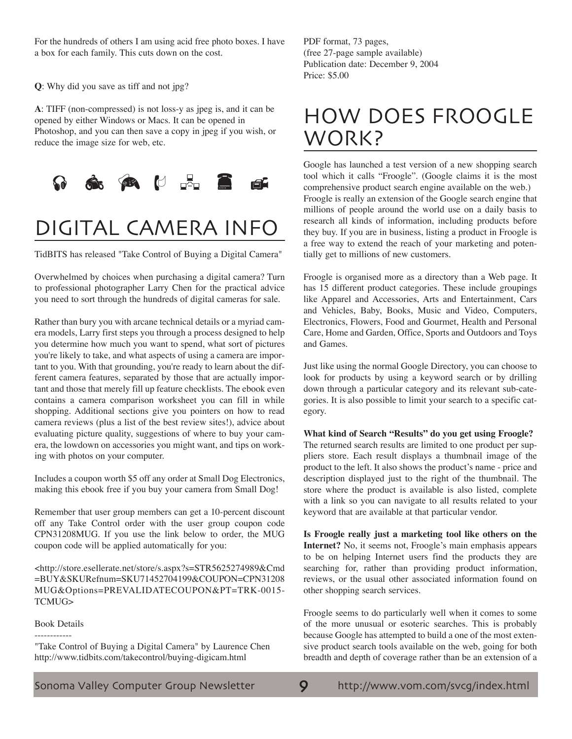For the hundreds of others I am using acid free photo boxes. I have a box for each family. This cuts down on the cost.

**Q**: Why did you save as tiff and not jpg?

**A**: TIFF (non-compressed) is not loss-y as jpeg is, and it can be opened by either Windows or Macs. It can be opened in Photoshop, and you can then save a copy in jpeg if you wish, or reduce the image size for web, etc.

# DIGITAL CAMERA INFO

TidBITS has released "Take Control of Buying a Digital Camera"

Overwhelmed by choices when purchasing a digital camera? Turn to professional photographer Larry Chen for the practical advice you need to sort through the hundreds of digital cameras for sale.

Rather than bury you with arcane technical details or a myriad camera models, Larry first steps you through a process designed to help you determine how much you want to spend, what sort of pictures you're likely to take, and what aspects of using a camera are important to you. With that grounding, you're ready to learn about the different camera features, separated by those that are actually important and those that merely fill up feature checklists. The ebook even contains a camera comparison worksheet you can fill in while shopping. Additional sections give you pointers on how to read camera reviews (plus a list of the best review sites!), advice about evaluating picture quality, suggestions of where to buy your camera, the lowdown on accessories you might want, and tips on working with photos on your computer.

Includes a coupon worth $5 off any order at Small Dog Electronics, making this ebook free if you buy your camera from Small Dog!

Remember that user group members can get a 10-percent discount off any Take Control order with the user group coupon code CPN31208MUG. If you use the link below to order, the MUG coupon code will be applied automatically for you:

<http://store.esellerate.net/store/s.aspx?s=STR5625274989&Cmd=BUY&SKURefnum=SKU71452704199&COUPON=CPN31208MUG&Options=PREVALIDATECOUPON&PT=TRK-0015-TCMUG>

Book Details
------------
"Take Control of Buying a Digital Camera" by Laurence Chen
http://www.tidbits.com/takecontrol/buying-digicam.html

PDF format, 73 pages,
(free 27-page sample available)
Publication date: December 9, 2004
Price: $5.00

# HOW DOES FROOGLE WORK?

Google has launched a test version of a new shopping search tool which it calls "Froogle". (Google claims it is the most comprehensive product search engine available on the web.) Froogle is really an extension of the Google search engine that millions of people around the world use on a daily basis to research all kinds of information, including products before they buy. If you are in business, listing a product in Froogle is a free way to extend the reach of your marketing and potentially get to millions of new customers.

Froogle is organised more as a directory than a Web page. It has 15 different product categories. These include groupings like Apparel and Accessories, Arts and Entertainment, Cars and Vehicles, Baby, Books, Music and Video, Computers, Electronics, Flowers, Food and Gourmet, Health and Personal Care, Home and Garden, Office, Sports and Outdoors and Toys and Games.

Just like using the normal Google Directory, you can choose to look for products by using a keyword search or by drilling down through a particular category and its relevant sub-categories. It is also possible to limit your search to a specific category.

**What kind of Search "Results" do you get using Froogle?** The returned search results are limited to one product per suppliers store. Each result displays a thumbnail image of the product to the left. It also shows the product's name - price and description displayed just to the right of the thumbnail. The store where the product is available is also listed, complete with a link so you can navigate to all results related to your keyword that are available at that particular vendor.

**Is Froogle really just a marketing tool like others on the Internet?** No, it seems not, Froogle's main emphasis appears to be on helping Internet users find the products they are searching for, rather than providing product information, reviews, or the usual other associated information found on other shopping search services.

Froogle seems to do particularly well when it comes to some of the more unusual or esoteric searches. This is probably because Google has attempted to build a one of the most extensive product search tools available on the web, going for both breadth and depth of coverage rather than be an extension of a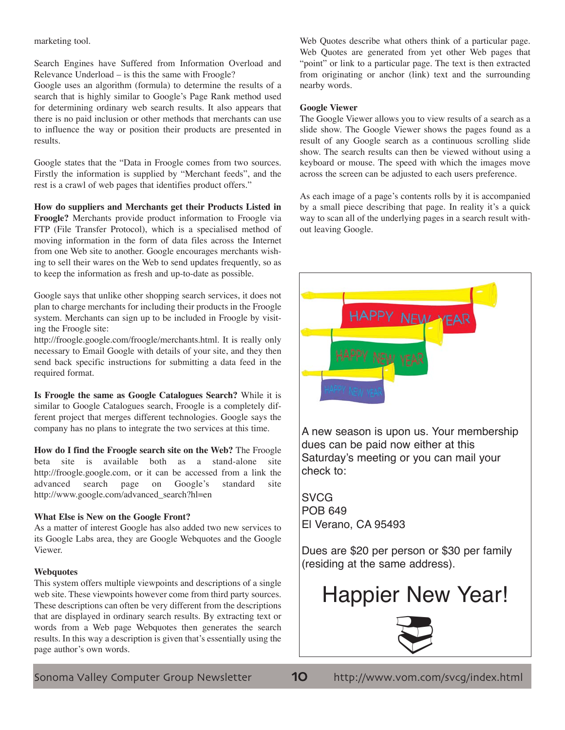marketing tool.

Search Engines have Suffered from Information Overload and Relevance Underload – is this the same with Froogle?
Google uses an algorithm (formula) to determine the results of a search that is highly similar to Google's Page Rank method used for determining ordinary web search results. It also appears that there is no paid inclusion or other methods that merchants can use to influence the way or position their products are presented in results.

Google states that the "Data in Froogle comes from two sources. Firstly the information is supplied by "Merchant feeds", and the rest is a crawl of web pages that identifies product offers."

**How do suppliers and Merchants get their Products Listed in Froogle?** Merchants provide product information to Froogle via FTP (File Transfer Protocol), which is a specialised method of moving information in the form of data files across the Internet from one Web site to another. Google encourages merchants wishing to sell their wares on the Web to send updates frequently, so as to keep the information as fresh and up-to-date as possible.

Google says that unlike other shopping search services, it does not plan to charge merchants for including their products in the Froogle system. Merchants can sign up to be included in Froogle by visiting the Froogle site:
http://froogle.google.com/froogle/merchants.html. It is really only necessary to Email Google with details of your site, and they then send back specific instructions for submitting a data feed in the required format.

**Is Froogle the same as Google Catalogues Search?** While it is similar to Google Catalogues search, Froogle is a completely different project that merges different technologies. Google says the company has no plans to integrate the two services at this time.

**How do I find the Froogle search site on the Web?** The Froogle beta site is available both as a stand-alone site http://froogle.google.com, or it can be accessed from a link the advanced search page on Google's standard site http://www.google.com/advanced_search?hl=en

**What Else is New on the Google Front?**
As a matter of interest Google has also added two new services to its Google Labs area, they are Google Webquotes and the Google Viewer.

**Webquotes**
This system offers multiple viewpoints and descriptions of a single web site. These viewpoints however come from third party sources. These descriptions can often be very different from the descriptions that are displayed in ordinary search results. By extracting text or words from a Web page Webquotes then generates the search results. In this way a description is given that's essentially using the page author's own words.

Web Quotes describe what others think of a particular page. Web Quotes are generated from yet other Web pages that "point" or link to a particular page. The text is then extracted from originating or anchor (link) text and the surrounding nearby words.

**Google Viewer**
The Google Viewer allows you to view results of a search as a slide show. The Google Viewer shows the pages found as a result of any Google search as a continuous scrolling slide show. The search results can then be viewed without using a keyboard or mouse. The speed with which the images move across the screen can be adjusted to each users preference.

As each image of a page's contents rolls by it is accompanied by a small piece describing that page. In reality it's a quick way to scan all of the underlying pages in a search result without leaving Google.

A new season is upon us. Your membership dues can be paid now either at this Saturday's meeting or you can mail your check to:

SVCG
POB 649
El Verano, CA 95493

Dues are $20 per person or $30 per family (residing at the same address).

Happier New Year!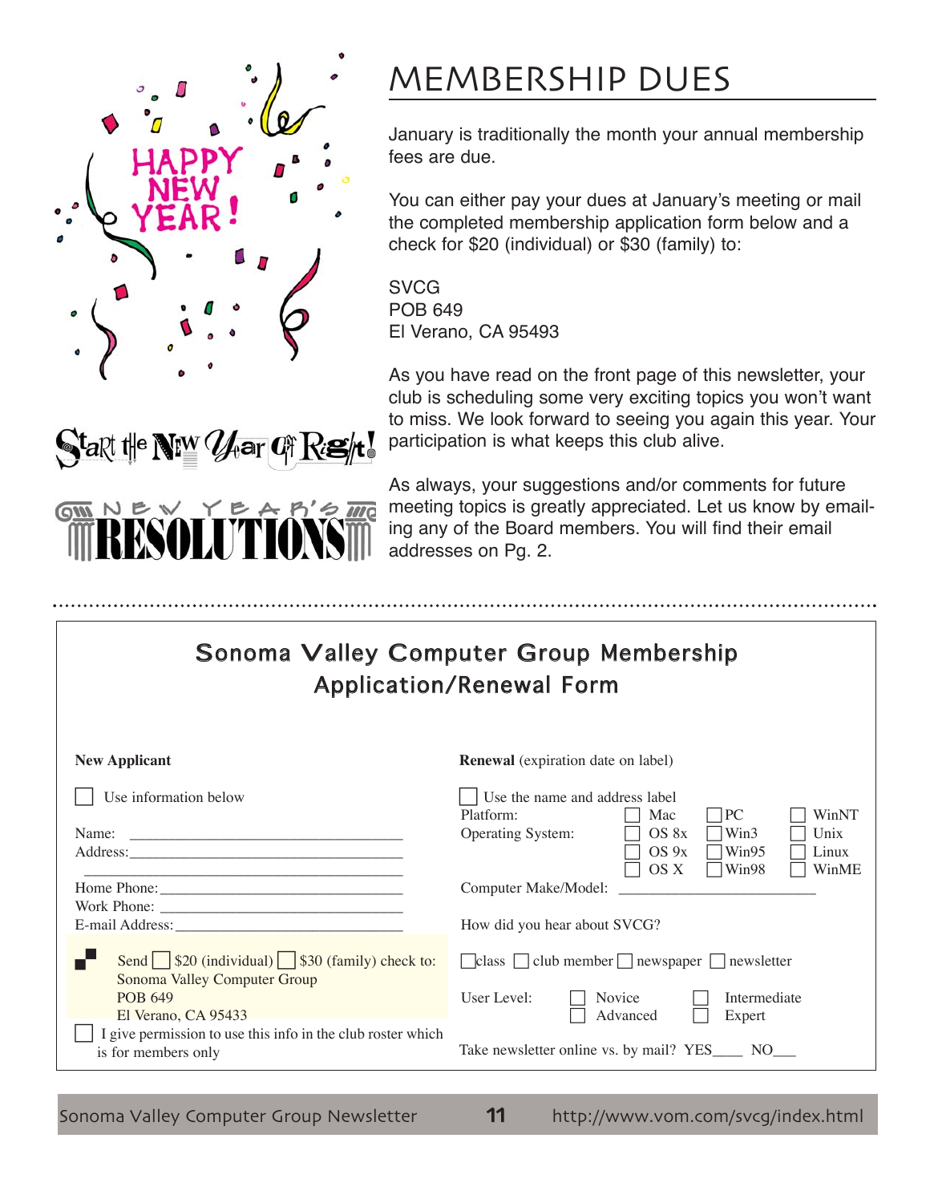# MEMBERSHIP DUES

January is traditionally the month your annual membership fees are due.

You can either pay your dues at January's meeting or mail the completed membership application form below and a check for $20 (individual) or $30 (family) to:

SVCG
POB 649
El Verano, CA 95493

As you have read on the front page of this newsletter, your club is scheduling some very exciting topics you won't want to miss. We look forward to seeing you again this year. Your participation is what keeps this club alive.

As always, your suggestions and/or comments for future meeting topics is greatly appreciated. Let us know by emailing any of the Board members. You will find their email addresses on Pg. 2.

HAPPY NEW YEAR!

Start the New Year Off Right!

NEW YEAR'S RESOLUTIONS

## Sonoma Valley Computer Group Membership Application/Renewal Form

**New Applicant**

☐ Use information below

Name: ______________________________
Address: ______________________________
______________________________
Home Phone: ______________________________
Work Phone: ______________________________
E-mail Address: ______________________________

Send ☐ $20 (individual) ☐ $30 (family) check to:
Sonoma Valley Computer Group
POB 649
El Verano, CA 95433

☐ I give permission to use this info in the club roster which is for members only

**Renewal** (expiration date on label)

☐ Use the name and address label

Platform: ☐ Mac ☐ PC ☐ WinNT

Operating System: ☐ OS 8x ☐ Win3 ☐ Unix ☐ OS 9x ☐ Win95 ☐ Linux ☐ OS X ☐ Win98 ☐ WinME

Computer Make/Model: ______________________

How did you hear about SVCG?

☐ class ☐ club member ☐ newspaper ☐ newsletter

User Level: ☐ Novice ☐ Intermediate ☐ Advanced ☐ Expert

Take newsletter online vs. by mail? YES____ NO___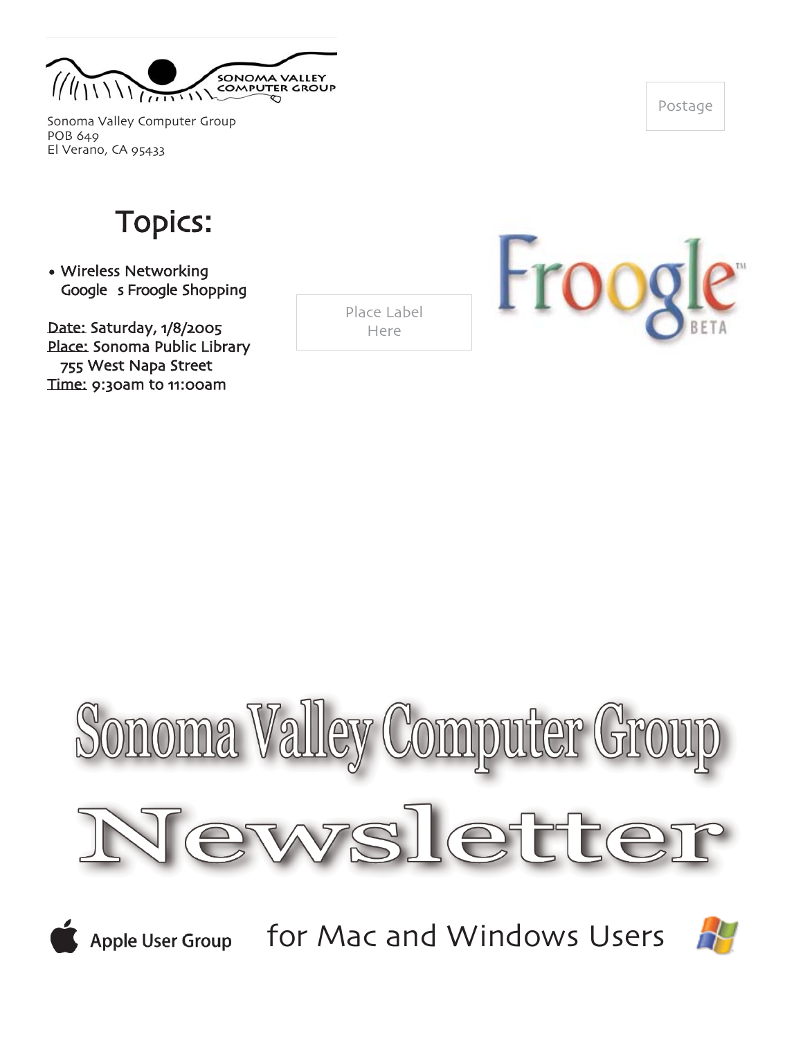SONOMA VALLEY COMPUTER GROUP

Sonoma Valley Computer Group
POB 649
El Verano, CA 95433

Postage

## Topics:

- Wireless Networking
  Google s Froogle Shopping

Place Label Here

Froogle™ BETA

Date: Saturday, 1/8/2005
Place: Sonoma Public Library
755 West Napa Street
Time: 9:30am to 11:00am

# Sonoma Valley Computer Group

# Newsletter

Apple User Group

for Mac and Windows Users